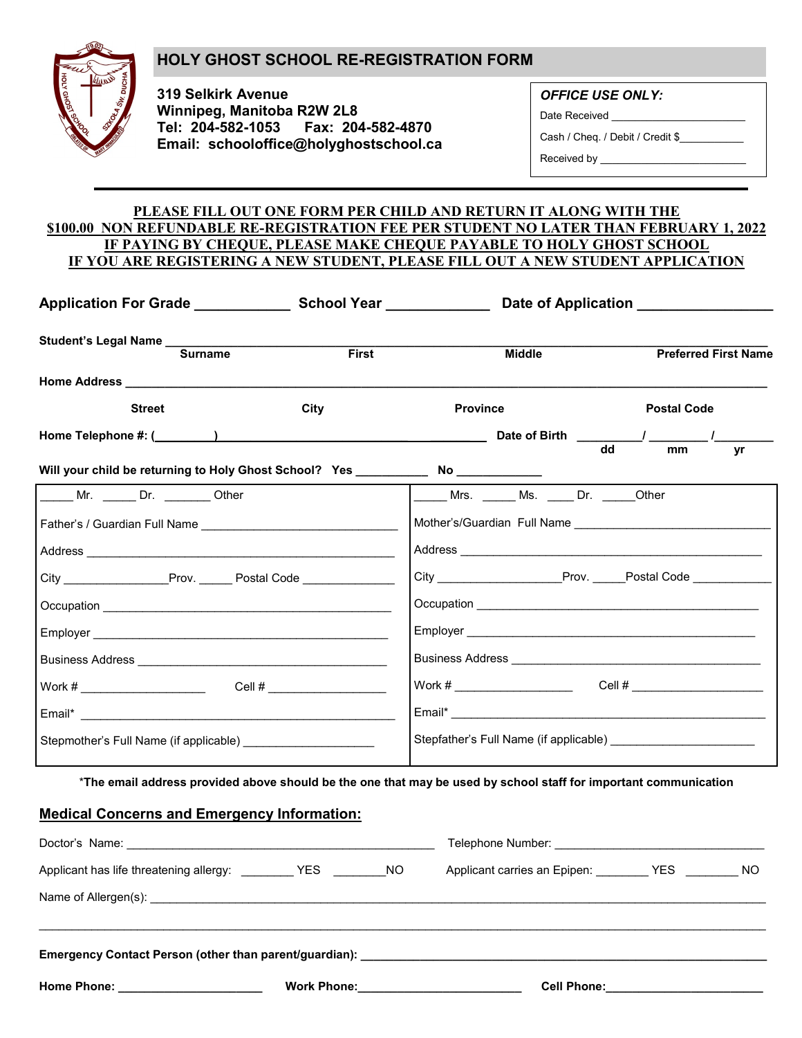# HOLY GHOST SCHOOL RE-REGISTRATION FORM

**319 Selkirk Avenue**
**Winnipeg, Manitoba R2W 2L8**
**Tel: 204-582-1053 Fax: 204-582-4870**
**Email: schooloffice@holyghostschool.ca**

***OFFICE USE ONLY:***

Date Received ______________________

Cash / Cheq. / Debit / Credit $___________

Received by ________________________

**PLEASE FILL OUT ONE FORM PER CHILD AND RETURN IT ALONG WITH THE $100.00 NON REFUNDABLE RE-REGISTRATION FEE PER STUDENT NO LATER THAN FEBRUARY 1, 2022**
**IF PAYING BY CHEQUE, PLEASE MAKE CHEQUE PAYABLE TO HOLY GHOST SCHOOL**
**IF YOU ARE REGISTERING A NEW STUDENT, PLEASE FILL OUT A NEW STUDENT APPLICATION**

**Application For Grade** ___________ **School Year** ____________ **Date of Application** ________________

**Student's Legal Name** ______________________________________________________________

**Surname** **First** **Middle** **Preferred First Name**

**Home Address** ______________________________________________________________

**Street** **City** **Province** **Postal Code**

**Home Telephone #:** (________) ______________________ **Date of Birth** ________/ ________/________

**dd** **mm** **yr**

**Will your child be returning to Holy Ghost School? Yes** __________ **No** ____________

| | |
|---|---|
| _____ Mr. _____ Dr. _______ Other | _____ Mrs. _____ Ms. ____ Dr. _____Other |
| Father's / Guardian Full Name ____________________________ | Mother's/Guardian Full Name ____________________________ |
| Address ____________________________________________ | Address ____________________________________________ |
| City _______________Prov. _____ Postal Code _____________ | City _________________Prov. _____Postal Code ___________ |
| Occupation __________________________________________ | Occupation __________________________________________ |
| Employer ___________________________________________ | Employer ___________________________________________ |
| Business Address _____________________________________ | Business Address _____________________________________ |
| Work # __________________ Cell # _________________ | Work # _________________ Cell # ___________________ |
| Email* _____________________________________________ | Email* _____________________________________________ |
| Stepmother's Full Name (if applicable) ___________________ | Stepfather's Full Name (if applicable) _____________________ |

*The email address provided above should be the one that may be used by school staff for important communication

## Medical Concerns and Emergency Information:

Doctor's Name: _____________________________________________ Telephone Number: _____________________________

Applicant has life threatening allergy: ________ YES ________NO Applicant carries an Epipen: ________ YES ________ NO

Name of Allergen(s): _______________________________________________________________________________

______________________________________________________________________________________________

**Emergency Contact Person (other than parent/guardian):** ___________________________________________________

**Home Phone:** _____________________ **Work Phone:**________________________ **Cell Phone:**_______________________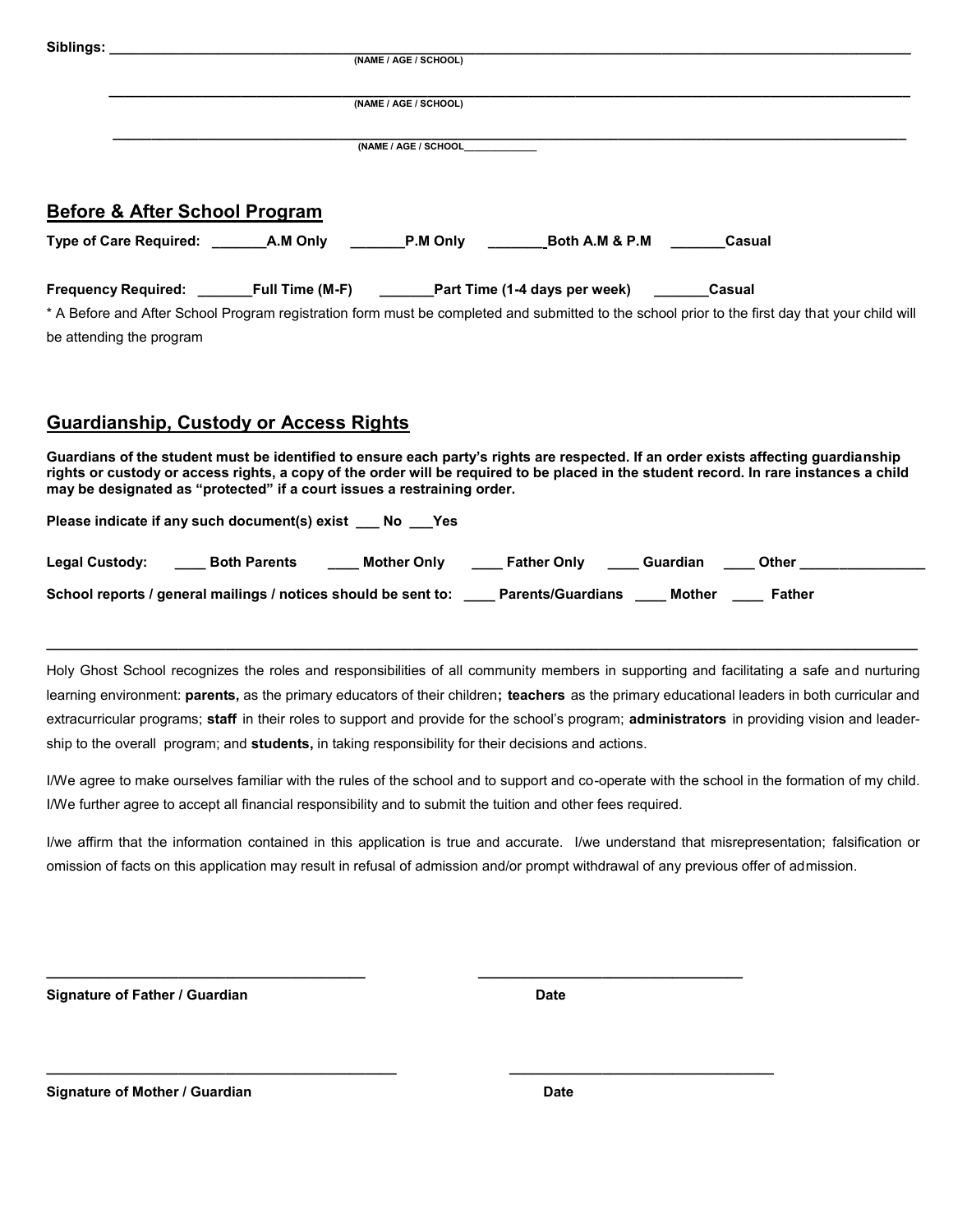**Siblings:** ______________________________________________________________________________
(NAME / AGE / SCHOOL)

______________________________________________________________________________
(NAME / AGE / SCHOOL)

______________________________________________________________________________
(NAME / AGE / SCHOOL____________

## Before & After School Program

**Type of Care Required: _______A.M Only _______P.M Only _______Both A.M & P.M _______Casual**

**Frequency Required: _______Full Time (M-F) _______Part Time (1-4 days per week) _______Casual**

* A Before and After School Program registration form must be completed and submitted to the school prior to the first day that your child will be attending the program

## Guardianship, Custody or Access Rights

**Guardians of the student must be identified to ensure each party's rights are respected. If an order exists affecting guardianship rights or custody or access rights, a copy of the order will be required to be placed in the student record. In rare instances a child may be designated as "protected" if a court issues a restraining order.**

**Please indicate if any such document(s) exist ___ No ___Yes**

**Legal Custody: ____ Both Parents ____ Mother Only ____ Father Only ____ Guardian ____ Other ________________**

**School reports / general mailings / notices should be sent to: ____ Parents/Guardians ____ Mother ____ Father**

---

Holy Ghost School recognizes the roles and responsibilities of all community members in supporting and facilitating a safe and nurturing learning environment: **parents,** as the primary educators of their children**; teachers** as the primary educational leaders in both curricular and extracurricular programs; **staff** in their roles to support and provide for the school's program; **administrators** in providing vision and leadership to the overall program; and **students,** in taking responsibility for their decisions and actions.

I/We agree to make ourselves familiar with the rules of the school and to support and co-operate with the school in the formation of my child. I/We further agree to accept all financial responsibility and to submit the tuition and other fees required.

I/we affirm that the information contained in this application is true and accurate. I/we understand that misrepresentation; falsification or omission of facts on this application may result in refusal of admission and/or prompt withdrawal of any previous offer of admission.

________________________________________ __________________________________

**Signature of Father / Guardian** **Date**

________________________________________ __________________________________

**Signature of Mother / Guardian** **Date**